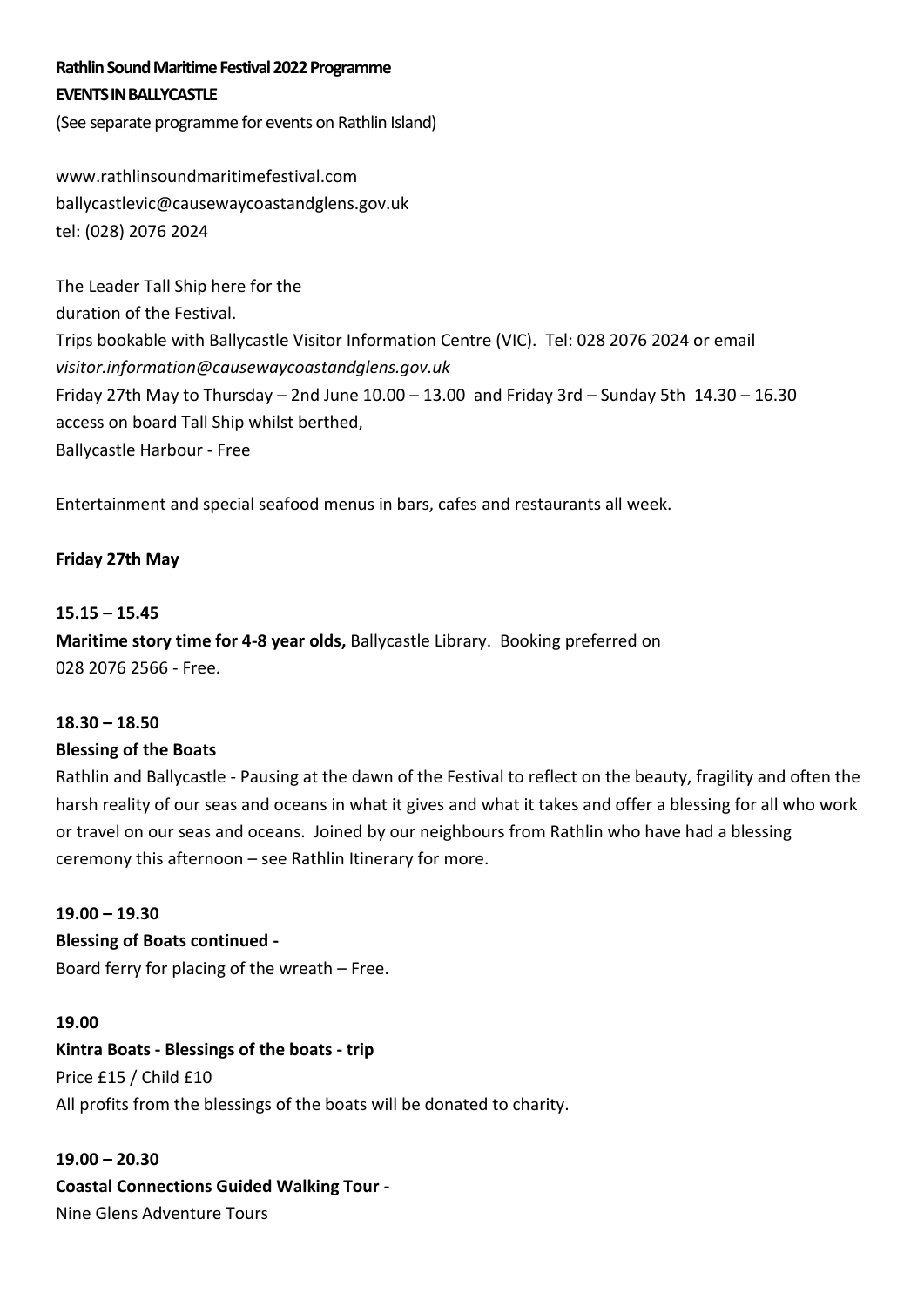**Rathlin Sound Maritime Festival 2022 Programme**
**EVENTS IN BALLYCASTLE**
(See separate programme for events on Rathlin Island)

www.rathlinsoundmaritimefestival.com
ballycastlevic@causewaycoastandglens.gov.uk
tel: (028) 2076 2024

The Leader Tall Ship here for the
duration of the Festival.
Trips bookable with Ballycastle Visitor Information Centre (VIC). Tel: 028 2076 2024 or email *visitor.information@causewaycoastandglens.gov.uk*
Friday 27th May to Thursday – 2nd June 10.00 – 13.00 and Friday 3rd – Sunday 5th 14.30 – 16.30 access on board Tall Ship whilst berthed,
Ballycastle Harbour - Free

Entertainment and special seafood menus in bars, cafes and restaurants all week.

**Friday 27th May**

**15.15 – 15.45**
**Maritime story time for 4-8 year olds,** Ballycastle Library. Booking preferred on 028 2076 2566 - Free.

**18.30 – 18.50**
**Blessing of the Boats**
Rathlin and Ballycastle - Pausing at the dawn of the Festival to reflect on the beauty, fragility and often the harsh reality of our seas and oceans in what it gives and what it takes and offer a blessing for all who work or travel on our seas and oceans. Joined by our neighbours from Rathlin who have had a blessing ceremony this afternoon – see Rathlin Itinerary for more.

**19.00 – 19.30**
**Blessing of Boats continued -**
Board ferry for placing of the wreath – Free.

**19.00**
**Kintra Boats - Blessings of the boats - trip**
Price £15 / Child £10
All profits from the blessings of the boats will be donated to charity.

**19.00 – 20.30**
**Coastal Connections Guided Walking Tour -**
Nine Glens Adventure Tours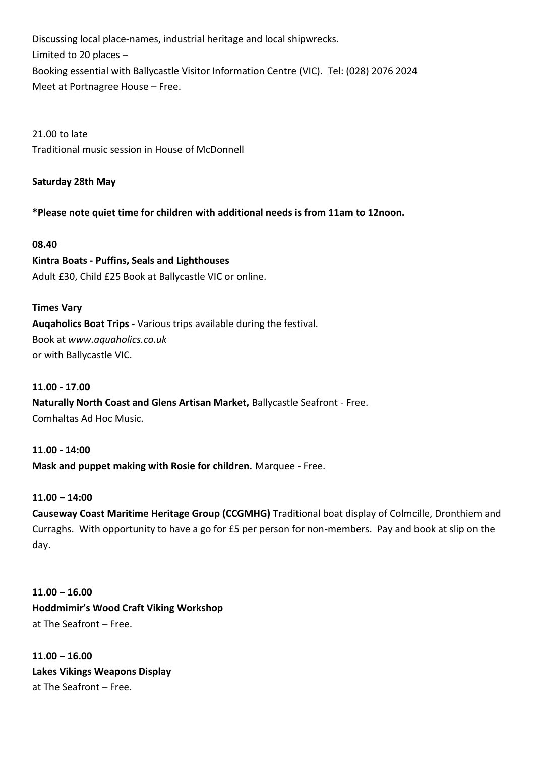Discussing local place-names, industrial heritage and local shipwrecks.
Limited to 20 places –
Booking essential with Ballycastle Visitor Information Centre (VIC). Tel: (028) 2076 2024
Meet at Portnagree House – Free.

21.00 to late
Traditional music session in House of McDonnell

**Saturday 28th May**

**\*Please note quiet time for children with additional needs is from 11am to 12noon.**

**08.40**
**Kintra Boats - Puffins, Seals and Lighthouses**
Adult £30, Child £25 Book at Ballycastle VIC or online.

**Times Vary**
**Auqaholics Boat Trips** - Various trips available during the festival.
Book at *www.aquaholics.co.uk*
or with Ballycastle VIC.

**11.00 - 17.00**
**Naturally North Coast and Glens Artisan Market,** Ballycastle Seafront - Free.
Comhaltas Ad Hoc Music.

**11.00 - 14:00**
**Mask and puppet making with Rosie for children.** Marquee - Free.

**11.00 – 14:00**
**Causeway Coast Maritime Heritage Group (CCGMHG)** Traditional boat display of Colmcille, Dronthiem and Curraghs. With opportunity to have a go for £5 per person for non-members. Pay and book at slip on the day.

**11.00 – 16.00**
**Hoddmimir's Wood Craft Viking Workshop**
at The Seafront – Free.

**11.00 – 16.00**
**Lakes Vikings Weapons Display**
at The Seafront – Free.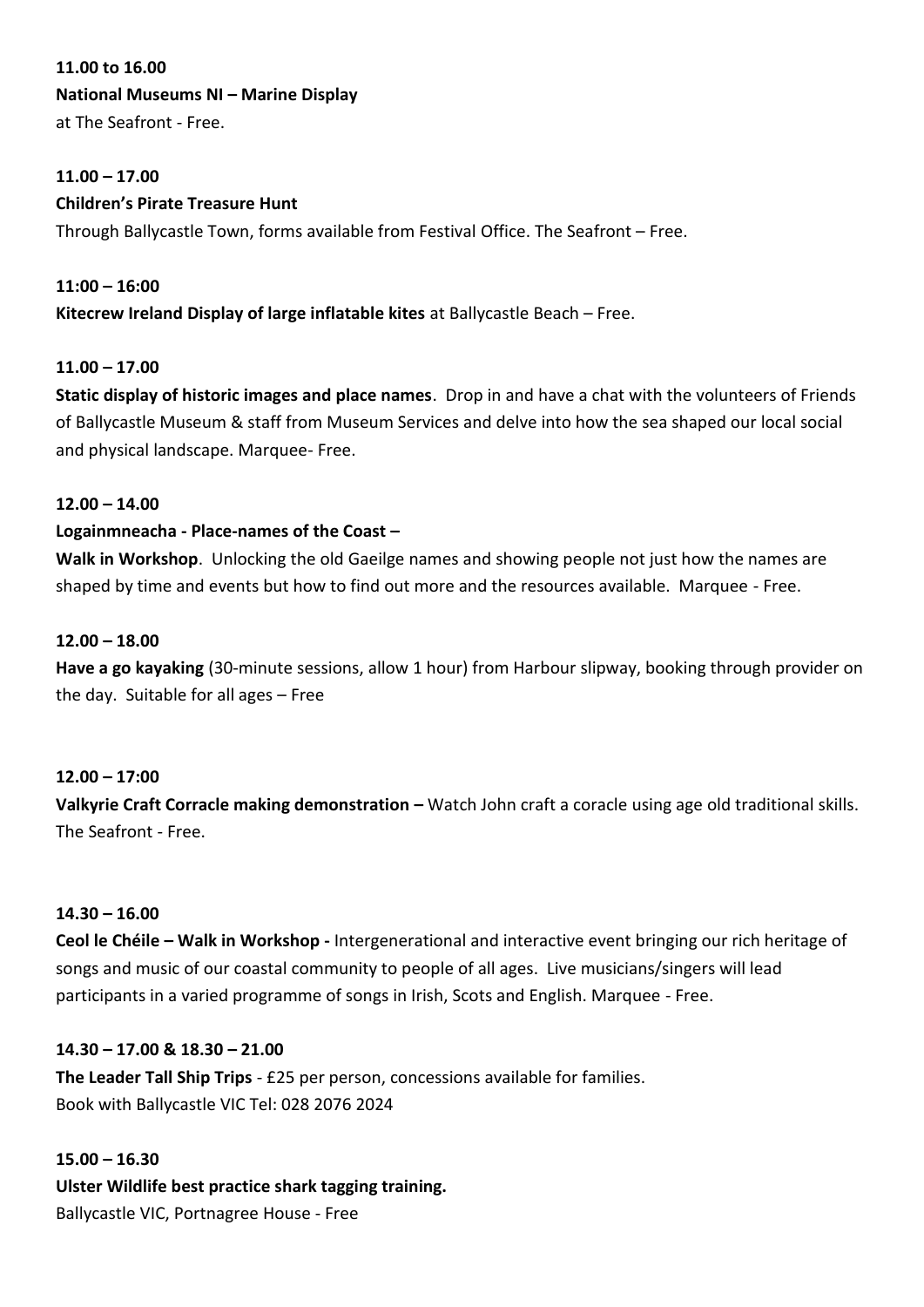**11.00 to 16.00**

**National Museums NI – Marine Display**

at The Seafront - Free.

**11.00 – 17.00**

**Children's Pirate Treasure Hunt**

Through Ballycastle Town, forms available from Festival Office. The Seafront – Free.

**11:00 – 16:00**

**Kitecrew Ireland Display of large inflatable kites** at Ballycastle Beach – Free.

**11.00 – 17.00**

**Static display of historic images and place names**. Drop in and have a chat with the volunteers of Friends of Ballycastle Museum & staff from Museum Services and delve into how the sea shaped our local social and physical landscape. Marquee- Free.

**12.00 – 14.00**

**Logainmneacha - Place-names of the Coast –**

**Walk in Workshop**. Unlocking the old Gaeilge names and showing people not just how the names are shaped by time and events but how to find out more and the resources available. Marquee - Free.

**12.00 – 18.00**

**Have a go kayaking** (30-minute sessions, allow 1 hour) from Harbour slipway, booking through provider on the day. Suitable for all ages – Free

**12.00 – 17:00**

**Valkyrie Craft Corracle making demonstration –** Watch John craft a coracle using age old traditional skills. The Seafront - Free.

**14.30 – 16.00**

**Ceol le Chéile – Walk in Workshop -** Intergenerational and interactive event bringing our rich heritage of songs and music of our coastal community to people of all ages. Live musicians/singers will lead participants in a varied programme of songs in Irish, Scots and English. Marquee - Free.

**14.30 – 17.00 & 18.30 – 21.00**

**The Leader Tall Ship Trips** - £25 per person, concessions available for families.
Book with Ballycastle VIC Tel: 028 2076 2024

**15.00 – 16.30**

**Ulster Wildlife best practice shark tagging training.**

Ballycastle VIC, Portnagree House - Free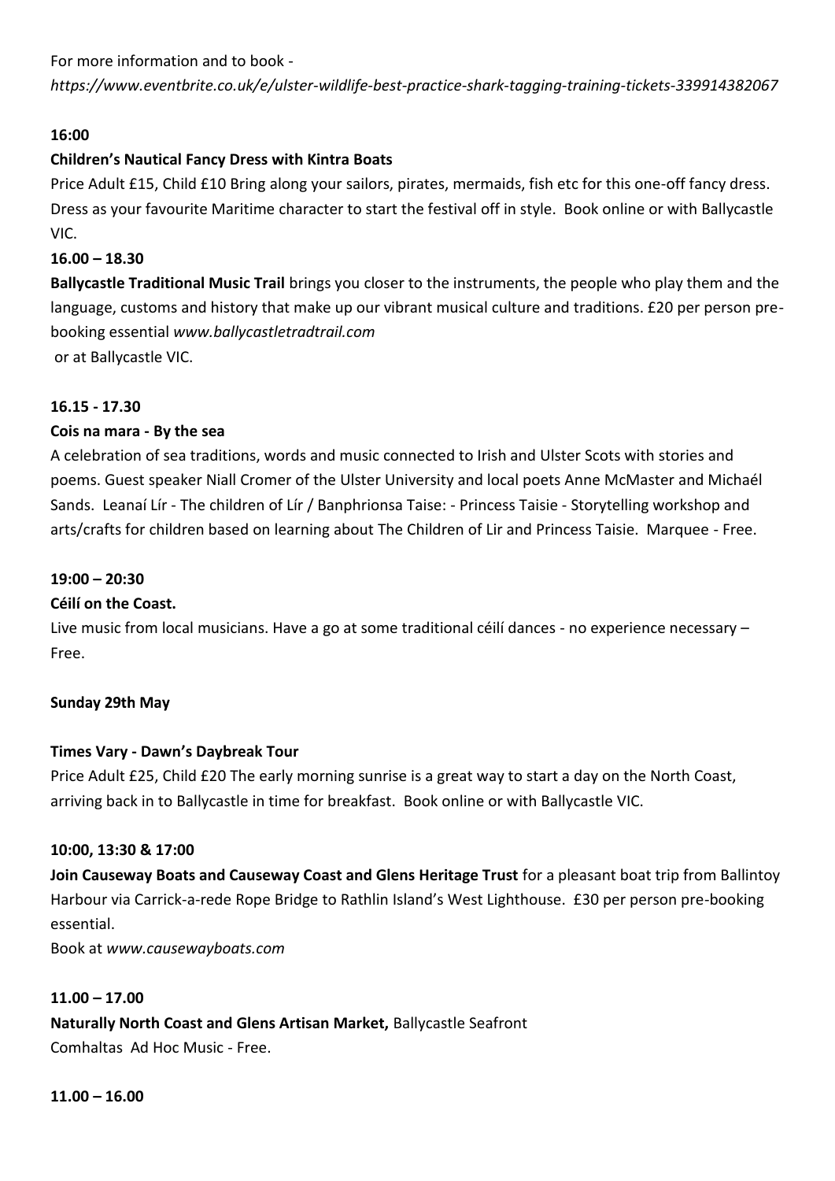For more information and to book -
*https://www.eventbrite.co.uk/e/ulster-wildlife-best-practice-shark-tagging-training-tickets-339914382067*

**16:00**

**Children's Nautical Fancy Dress with Kintra Boats**

Price Adult £15, Child £10 Bring along your sailors, pirates, mermaids, fish etc for this one-off fancy dress. Dress as your favourite Maritime character to start the festival off in style. Book online or with Ballycastle VIC.

**16.00 – 18.30**

**Ballycastle Traditional Music Trail** brings you closer to the instruments, the people who play them and the language, customs and history that make up our vibrant musical culture and traditions. £20 per person pre-booking essential *www.ballycastletradtrail.com*
or at Ballycastle VIC.

**16.15 - 17.30**

**Cois na mara - By the sea**

A celebration of sea traditions, words and music connected to Irish and Ulster Scots with stories and poems. Guest speaker Niall Cromer of the Ulster University and local poets Anne McMaster and Michaél Sands. Leanaí Lír - The children of Lír / Banphrionsa Taise: - Princess Taisie - Storytelling workshop and arts/crafts for children based on learning about The Children of Lir and Princess Taisie. Marquee - Free.

**19:00 – 20:30**

**Céilí on the Coast.**

Live music from local musicians. Have a go at some traditional céilí dances - no experience necessary – Free.

**Sunday 29th May**

**Times Vary - Dawn's Daybreak Tour**

Price Adult £25, Child £20 The early morning sunrise is a great way to start a day on the North Coast, arriving back in to Ballycastle in time for breakfast. Book online or with Ballycastle VIC.

**10:00, 13:30 & 17:00**

**Join Causeway Boats and Causeway Coast and Glens Heritage Trust** for a pleasant boat trip from Ballintoy Harbour via Carrick-a-rede Rope Bridge to Rathlin Island's West Lighthouse. £30 per person pre-booking essential.

Book at *www.causewayboats.com*

**11.00 – 17.00**

**Naturally North Coast and Glens Artisan Market,** Ballycastle Seafront
Comhaltas Ad Hoc Music - Free.

**11.00 – 16.00**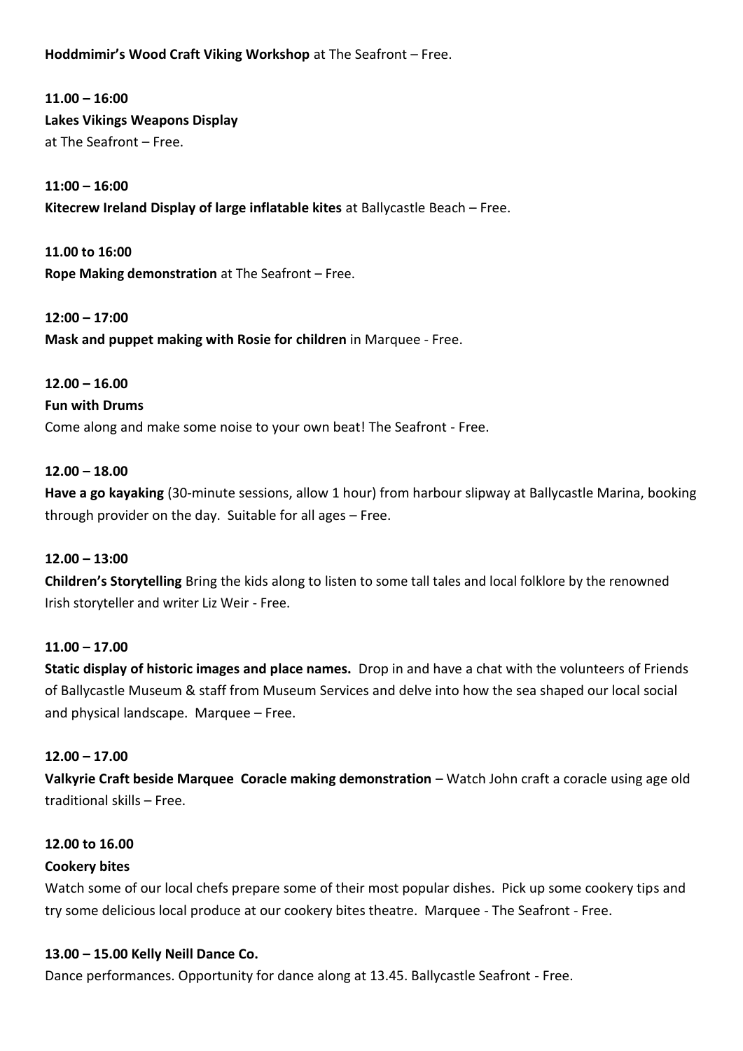**Hoddmimir's Wood Craft Viking Workshop** at The Seafront – Free.

**11.00 – 16:00**
**Lakes Vikings Weapons Display**
at The Seafront – Free.

**11:00 – 16:00**
**Kitecrew Ireland Display of large inflatable kites** at Ballycastle Beach – Free.

**11.00 to 16:00**
**Rope Making demonstration** at The Seafront – Free.

**12:00 – 17:00**
**Mask and puppet making with Rosie for children** in Marquee - Free.

**12.00 – 16.00**
**Fun with Drums**
Come along and make some noise to your own beat! The Seafront - Free.

**12.00 – 18.00**
**Have a go kayaking** (30-minute sessions, allow 1 hour) from harbour slipway at Ballycastle Marina, booking through provider on the day. Suitable for all ages – Free.

**12.00 – 13:00**
**Children's Storytelling** Bring the kids along to listen to some tall tales and local folklore by the renowned Irish storyteller and writer Liz Weir - Free.

**11.00 – 17.00**
**Static display of historic images and place names.** Drop in and have a chat with the volunteers of Friends of Ballycastle Museum & staff from Museum Services and delve into how the sea shaped our local social and physical landscape. Marquee – Free.

**12.00 – 17.00**
**Valkyrie Craft beside Marquee Coracle making demonstration** – Watch John craft a coracle using age old traditional skills – Free.

**12.00 to 16.00**
**Cookery bites**
Watch some of our local chefs prepare some of their most popular dishes. Pick up some cookery tips and try some delicious local produce at our cookery bites theatre. Marquee - The Seafront - Free.

**13.00 – 15.00 Kelly Neill Dance Co.**
Dance performances. Opportunity for dance along at 13.45. Ballycastle Seafront - Free.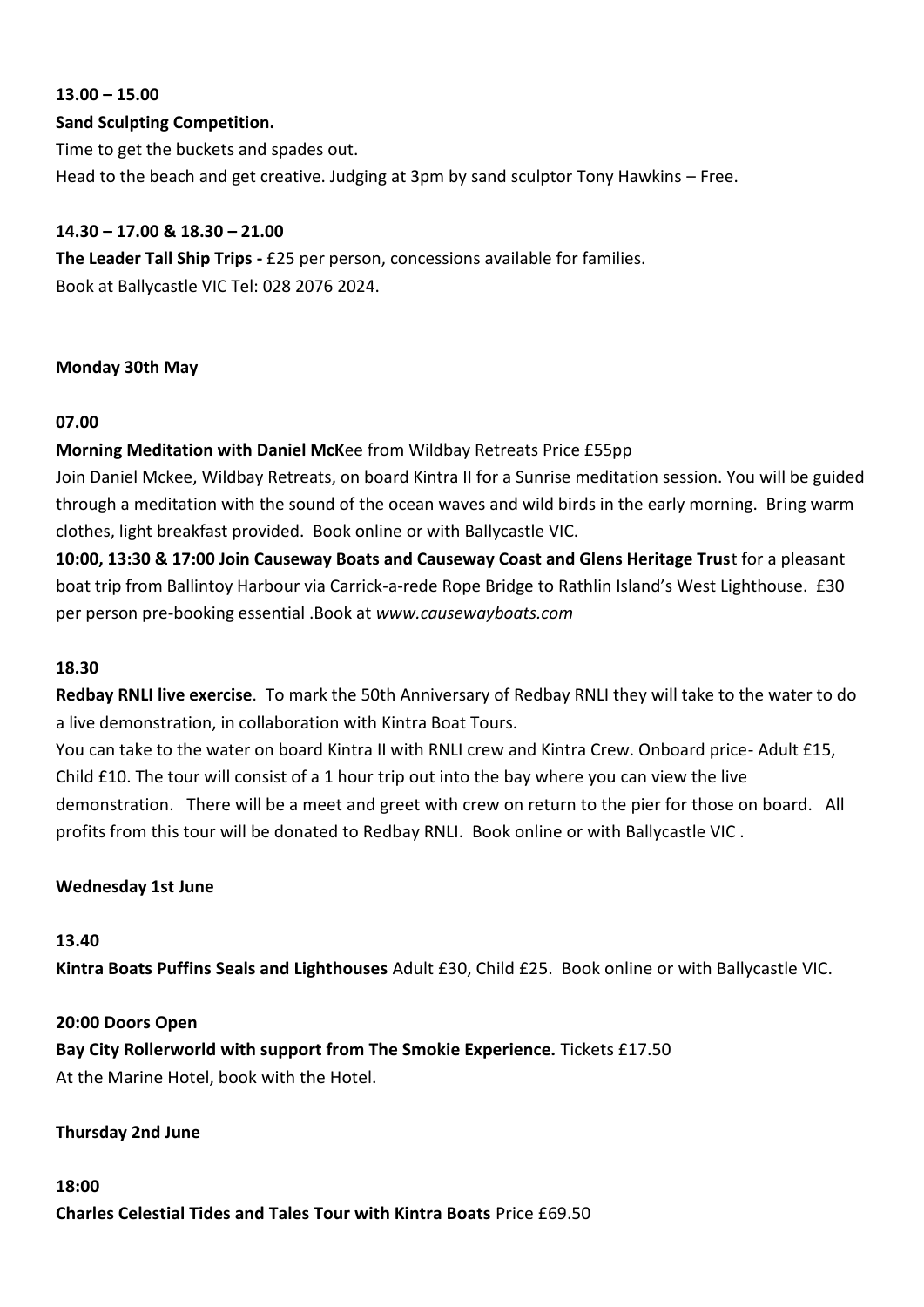**13.00 – 15.00**

**Sand Sculpting Competition.**

Time to get the buckets and spades out.

Head to the beach and get creative. Judging at 3pm by sand sculptor Tony Hawkins – Free.

**14.30 – 17.00 & 18.30 – 21.00**

**The Leader Tall Ship Trips -** £25 per person, concessions available for families.

Book at Ballycastle VIC Tel: 028 2076 2024.

**Monday 30th May**

**07.00**

**Morning Meditation with Daniel McK**ee from Wildbay Retreats Price £55pp

Join Daniel Mckee, Wildbay Retreats, on board Kintra II for a Sunrise meditation session. You will be guided through a meditation with the sound of the ocean waves and wild birds in the early morning. Bring warm clothes, light breakfast provided. Book online or with Ballycastle VIC.

**10:00, 13:30 & 17:00 Join Causeway Boats and Causeway Coast and Glens Heritage Trus**t for a pleasant boat trip from Ballintoy Harbour via Carrick-a-rede Rope Bridge to Rathlin Island's West Lighthouse. £30 per person pre-booking essential .Book at *www.causewayboats.com*

**18.30**

**Redbay RNLI live exercise**. To mark the 50th Anniversary of Redbay RNLI they will take to the water to do a live demonstration, in collaboration with Kintra Boat Tours.

You can take to the water on board Kintra II with RNLI crew and Kintra Crew. Onboard price- Adult £15, Child £10. The tour will consist of a 1 hour trip out into the bay where you can view the live demonstration. There will be a meet and greet with crew on return to the pier for those on board. All profits from this tour will be donated to Redbay RNLI. Book online or with Ballycastle VIC .

**Wednesday 1st June**

**13.40**

**Kintra Boats Puffins Seals and Lighthouses** Adult £30, Child £25. Book online or with Ballycastle VIC.

**20:00 Doors Open**

**Bay City Rollerworld with support from The Smokie Experience.** Tickets £17.50

At the Marine Hotel, book with the Hotel.

**Thursday 2nd June**

**18:00**

**Charles Celestial Tides and Tales Tour with Kintra Boats** Price £69.50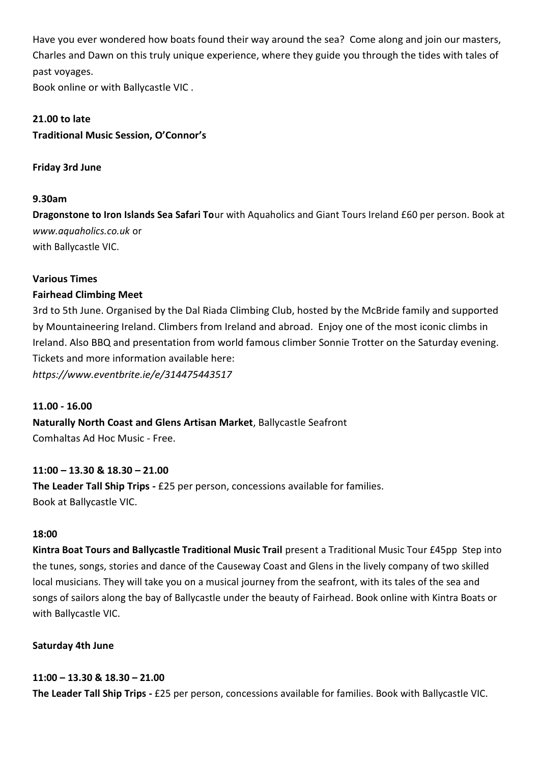Have you ever wondered how boats found their way around the sea? Come along and join our masters, Charles and Dawn on this truly unique experience, where they guide you through the tides with tales of past voyages.
Book online or with Ballycastle VIC .

**21.00 to late**
**Traditional Music Session, O'Connor's**

**Friday 3rd June**

**9.30am**
**Dragonstone to Iron Islands Sea Safari To**ur with Aquaholics and Giant Tours Ireland £60 per person. Book at *www.aquaholics.co.uk* or
with Ballycastle VIC.

**Various Times**
**Fairhead Climbing Meet**
3rd to 5th June. Organised by the Dal Riada Climbing Club, hosted by the McBride family and supported by Mountaineering Ireland. Climbers from Ireland and abroad. Enjoy one of the most iconic climbs in Ireland. Also BBQ and presentation from world famous climber Sonnie Trotter on the Saturday evening. Tickets and more information available here:
*https://www.eventbrite.ie/e/314475443517*

**11.00 - 16.00**
**Naturally North Coast and Glens Artisan Market**, Ballycastle Seafront
Comhaltas Ad Hoc Music - Free.

**11:00 – 13.30 & 18.30 – 21.00**
**The Leader Tall Ship Trips -** £25 per person, concessions available for families.
Book at Ballycastle VIC.

**18:00**
**Kintra Boat Tours and Ballycastle Traditional Music Trail** present a Traditional Music Tour £45pp Step into the tunes, songs, stories and dance of the Causeway Coast and Glens in the lively company of two skilled local musicians. They will take you on a musical journey from the seafront, with its tales of the sea and songs of sailors along the bay of Ballycastle under the beauty of Fairhead. Book online with Kintra Boats or with Ballycastle VIC.

**Saturday 4th June**

**11:00 – 13.30 & 18.30 – 21.00**
**The Leader Tall Ship Trips -** £25 per person, concessions available for families. Book with Ballycastle VIC.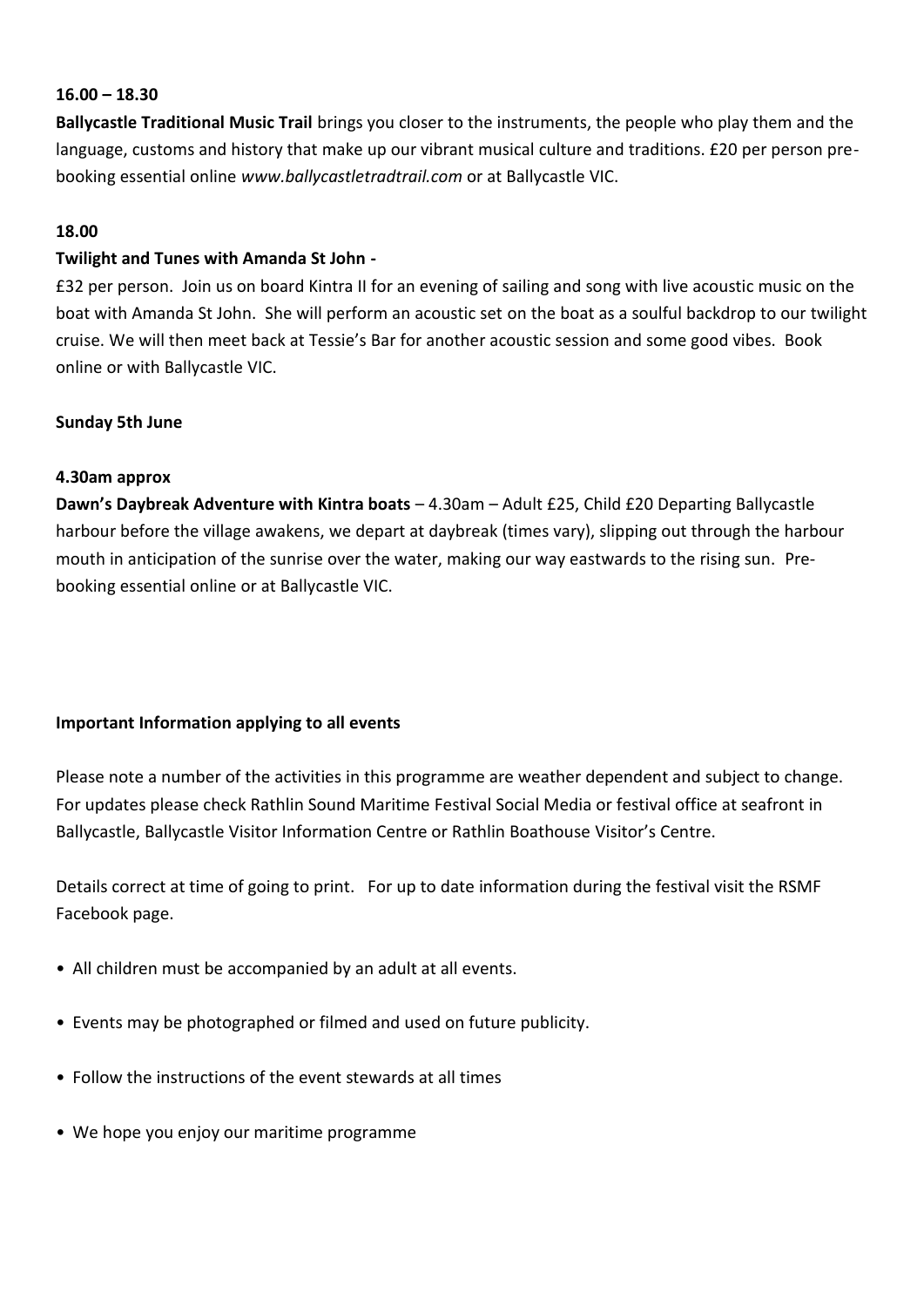**16.00 – 18.30**

**Ballycastle Traditional Music Trail** brings you closer to the instruments, the people who play them and the language, customs and history that make up our vibrant musical culture and traditions. £20 per person pre-booking essential online *www.ballycastletradtrail.com* or at Ballycastle VIC.

**18.00**

**Twilight and Tunes with Amanda St John -**

£32 per person. Join us on board Kintra II for an evening of sailing and song with live acoustic music on the boat with Amanda St John. She will perform an acoustic set on the boat as a soulful backdrop to our twilight cruise. We will then meet back at Tessie's Bar for another acoustic session and some good vibes. Book online or with Ballycastle VIC.

**Sunday 5th June**

**4.30am approx**

**Dawn's Daybreak Adventure with Kintra boats** – 4.30am – Adult £25, Child £20 Departing Ballycastle harbour before the village awakens, we depart at daybreak (times vary), slipping out through the harbour mouth in anticipation of the sunrise over the water, making our way eastwards to the rising sun. Pre-booking essential online or at Ballycastle VIC.

**Important Information applying to all events**

Please note a number of the activities in this programme are weather dependent and subject to change. For updates please check Rathlin Sound Maritime Festival Social Media or festival office at seafront in Ballycastle, Ballycastle Visitor Information Centre or Rathlin Boathouse Visitor's Centre.

Details correct at time of going to print. For up to date information during the festival visit the RSMF Facebook page.

- All children must be accompanied by an adult at all events.
- Events may be photographed or filmed and used on future publicity.
- Follow the instructions of the event stewards at all times
- We hope you enjoy our maritime programme